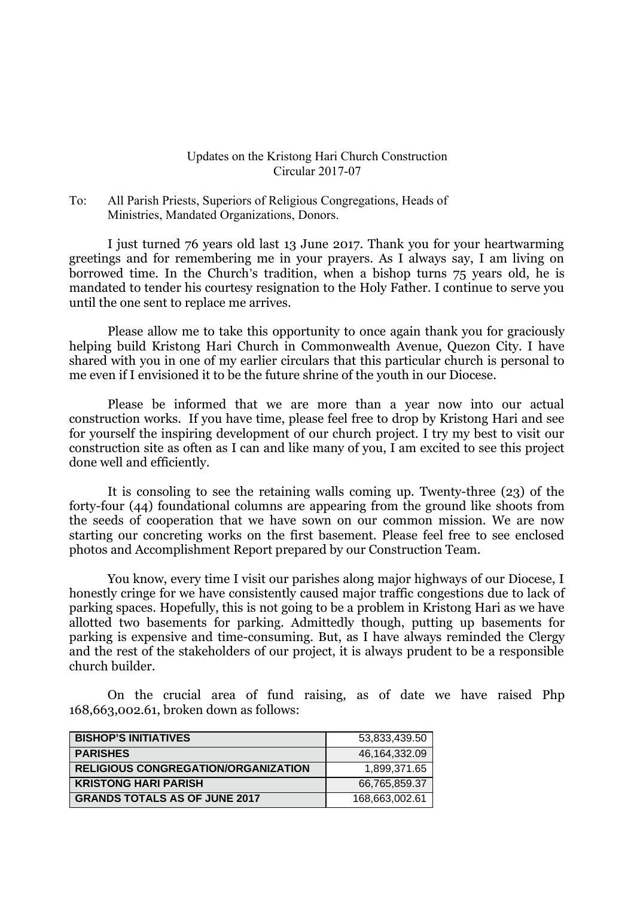Updates on the Kristong Hari Church Construction
Circular 2017-07

To: All Parish Priests, Superiors of Religious Congregations, Heads of Ministries, Mandated Organizations, Donors.

I just turned 76 years old last 13 June 2017. Thank you for your heartwarming greetings and for remembering me in your prayers. As I always say, I am living on borrowed time. In the Church's tradition, when a bishop turns 75 years old, he is mandated to tender his courtesy resignation to the Holy Father. I continue to serve you until the one sent to replace me arrives.

Please allow me to take this opportunity to once again thank you for graciously helping build Kristong Hari Church in Commonwealth Avenue, Quezon City. I have shared with you in one of my earlier circulars that this particular church is personal to me even if I envisioned it to be the future shrine of the youth in our Diocese.

Please be informed that we are more than a year now into our actual construction works. If you have time, please feel free to drop by Kristong Hari and see for yourself the inspiring development of our church project. I try my best to visit our construction site as often as I can and like many of you, I am excited to see this project done well and efficiently.

It is consoling to see the retaining walls coming up. Twenty-three (23) of the forty-four (44) foundational columns are appearing from the ground like shoots from the seeds of cooperation that we have sown on our common mission. We are now starting our concreting works on the first basement. Please feel free to see enclosed photos and Accomplishment Report prepared by our Construction Team.

You know, every time I visit our parishes along major highways of our Diocese, I honestly cringe for we have consistently caused major traffic congestions due to lack of parking spaces. Hopefully, this is not going to be a problem in Kristong Hari as we have allotted two basements for parking. Admittedly though, putting up basements for parking is expensive and time-consuming. But, as I have always reminded the Clergy and the rest of the stakeholders of our project, it is always prudent to be a responsible church builder.

On the crucial area of fund raising, as of date we have raised Php 168,663,002.61, broken down as follows:

| | |
|---|---|
| **BISHOP'S INITIATIVES** | 53,833,439.50 |
| **PARISHES** | 46,164,332.09 |
| **RELIGIOUS CONGREGATION/ORGANIZATION** | 1,899,371.65 |
| **KRISTONG HARI PARISH** | 66,765,859.37 |
| **GRANDS TOTALS AS OF JUNE 2017** | 168,663,002.61 |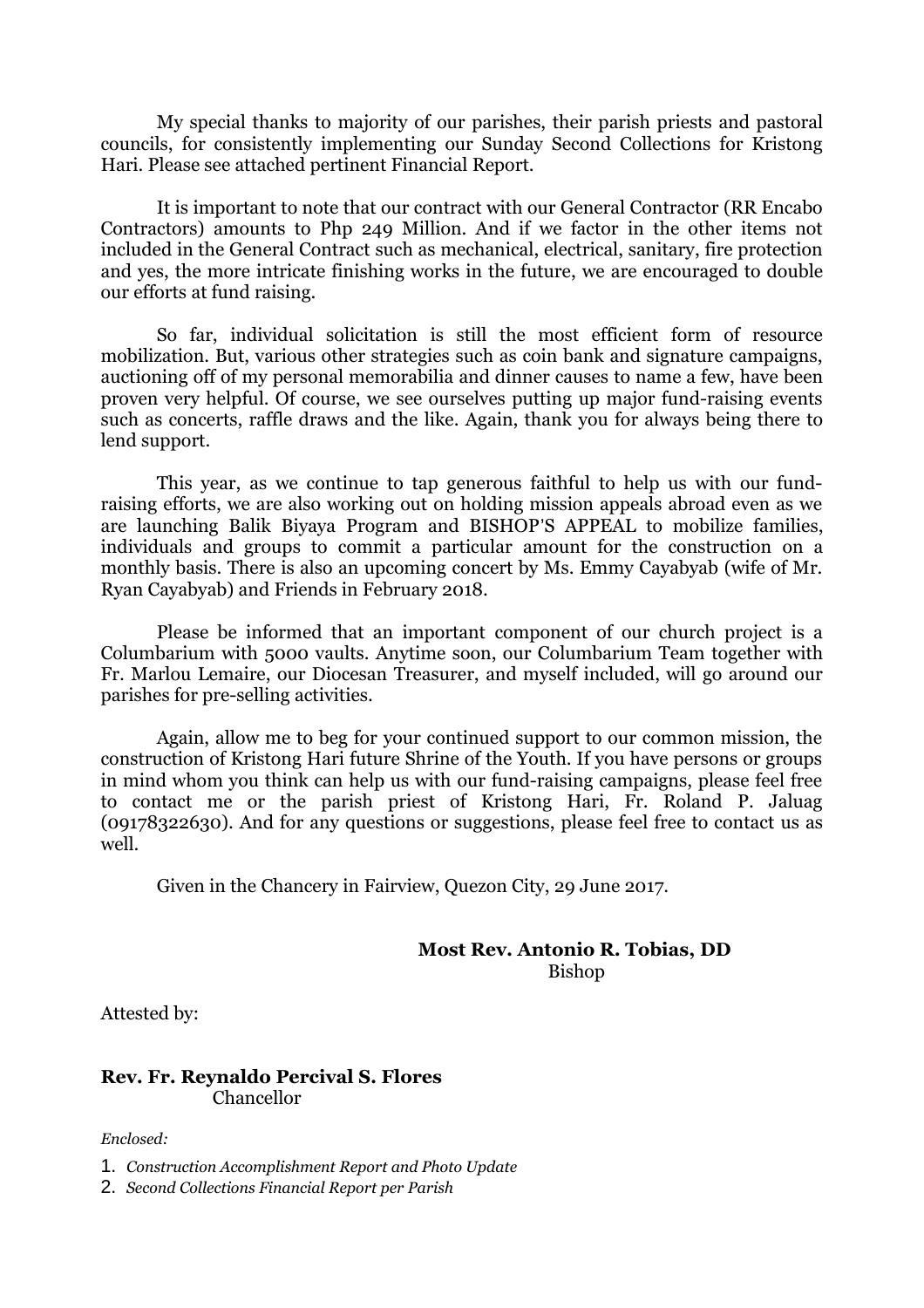My special thanks to majority of our parishes, their parish priests and pastoral councils, for consistently implementing our Sunday Second Collections for Kristong Hari. Please see attached pertinent Financial Report.

It is important to note that our contract with our General Contractor (RR Encabo Contractors) amounts to Php 249 Million. And if we factor in the other items not included in the General Contract such as mechanical, electrical, sanitary, fire protection and yes, the more intricate finishing works in the future, we are encouraged to double our efforts at fund raising.

So far, individual solicitation is still the most efficient form of resource mobilization. But, various other strategies such as coin bank and signature campaigns, auctioning off of my personal memorabilia and dinner causes to name a few, have been proven very helpful. Of course, we see ourselves putting up major fund-raising events such as concerts, raffle draws and the like. Again, thank you for always being there to lend support.

This year, as we continue to tap generous faithful to help us with our fund-raising efforts, we are also working out on holding mission appeals abroad even as we are launching Balik Biyaya Program and BISHOP'S APPEAL to mobilize families, individuals and groups to commit a particular amount for the construction on a monthly basis. There is also an upcoming concert by Ms. Emmy Cayabyab (wife of Mr. Ryan Cayabyab) and Friends in February 2018.

Please be informed that an important component of our church project is a Columbarium with 5000 vaults. Anytime soon, our Columbarium Team together with Fr. Marlou Lemaire, our Diocesan Treasurer, and myself included, will go around our parishes for pre-selling activities.

Again, allow me to beg for your continued support to our common mission, the construction of Kristong Hari future Shrine of the Youth. If you have persons or groups in mind whom you think can help us with our fund-raising campaigns, please feel free to contact me or the parish priest of Kristong Hari, Fr. Roland P. Jaluag (09178322630). And for any questions or suggestions, please feel free to contact us as well.

Given in the Chancery in Fairview, Quezon City, 29 June 2017.

**Most Rev. Antonio R. Tobias, DD**
Bishop

Attested by:

**Rev. Fr. Reynaldo Percival S. Flores**
Chancellor

*Enclosed:*

1. *Construction Accomplishment Report and Photo Update*
2. *Second Collections Financial Report per Parish*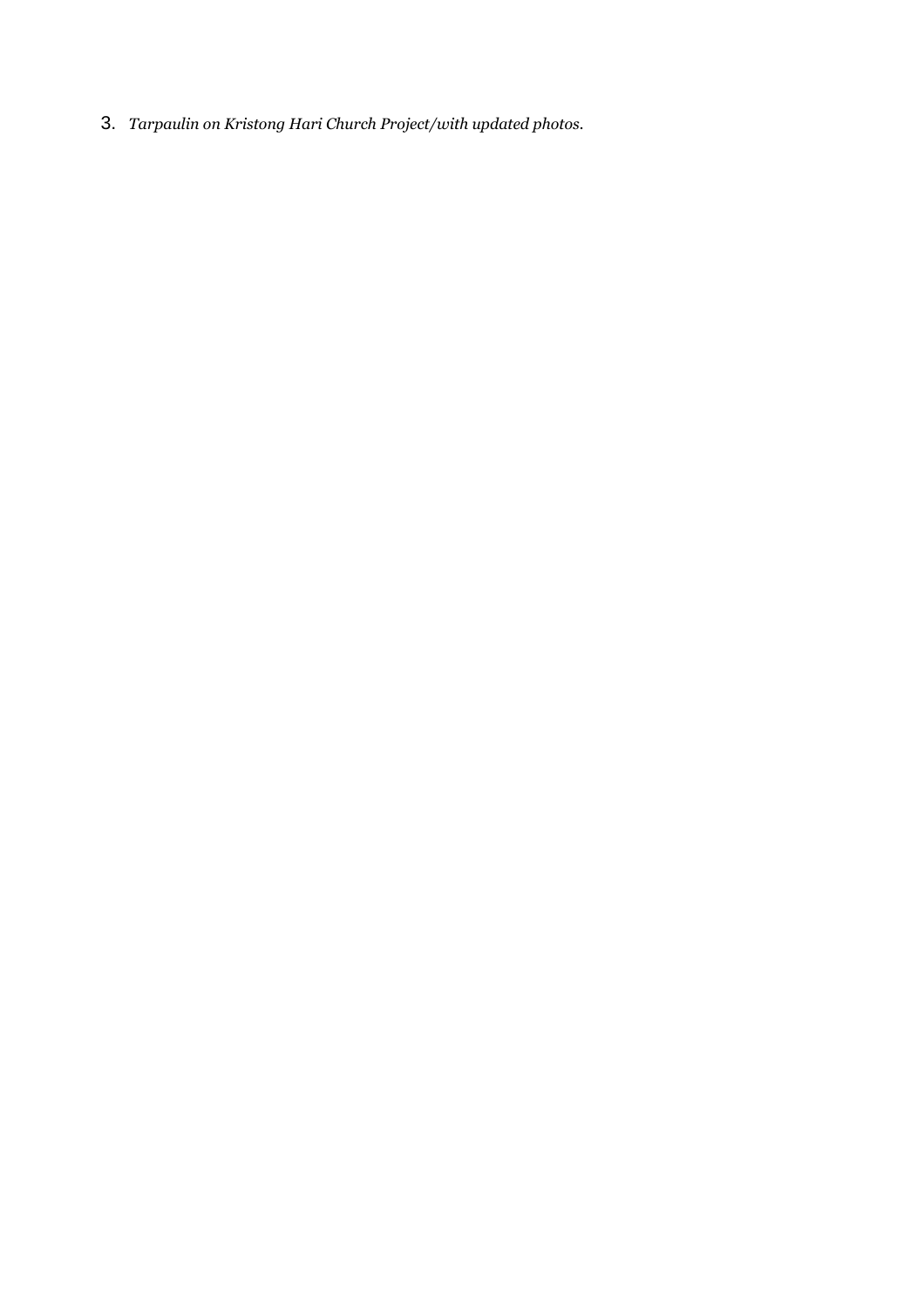3. *Tarpaulin on Kristong Hari Church Project/with updated photos.*